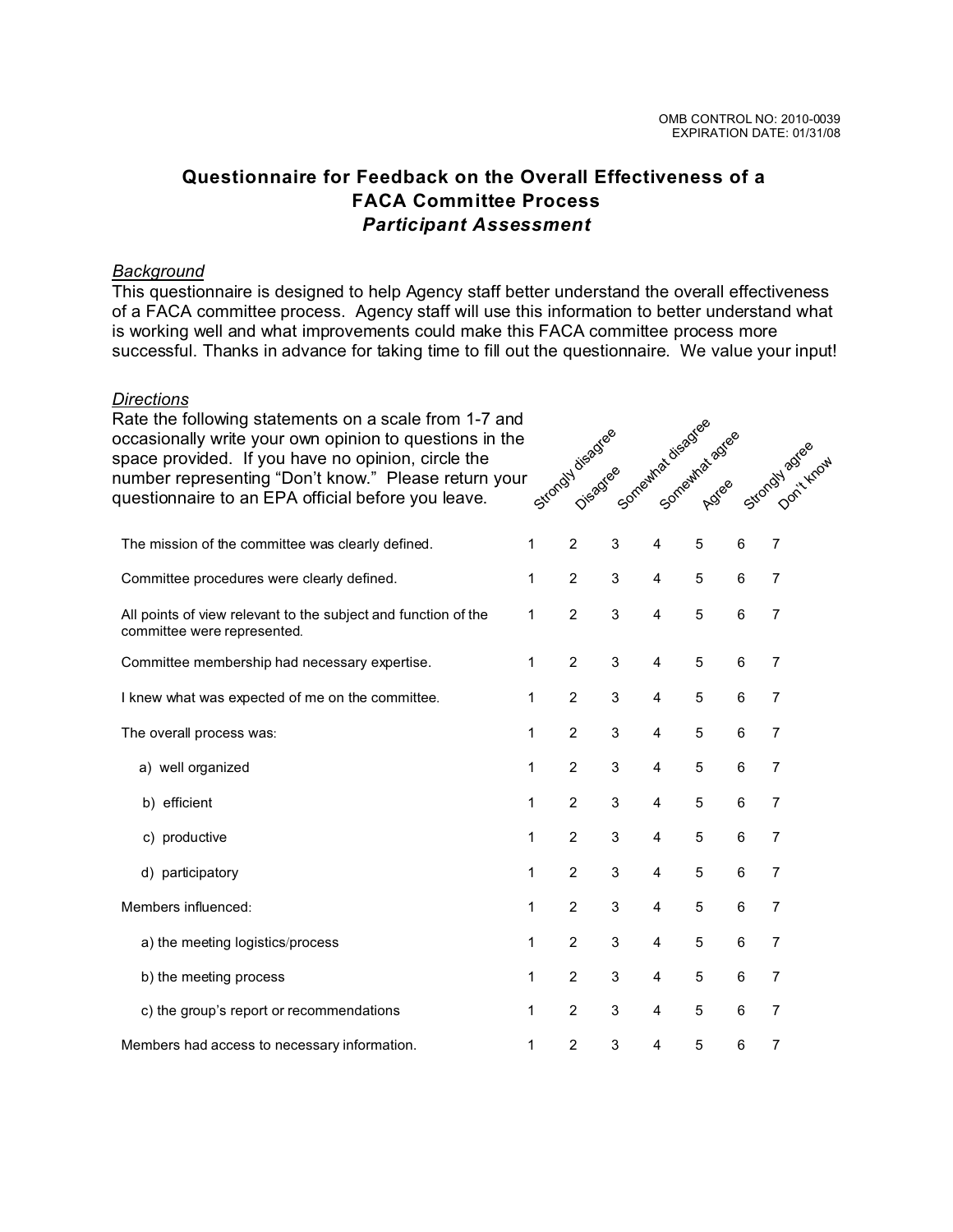OMB CONTROL NO: 2010-0039
EXPIRATION DATE: 01/31/08

# Questionnaire for Feedback on the Overall Effectiveness of a FACA Committee Process
## *Participant Assessment*

*Background*

This questionnaire is designed to help Agency staff better understand the overall effectiveness of a FACA committee process. Agency staff will use this information to better understand what is working well and what improvements could make this FACA committee process more successful. Thanks in advance for taking time to fill out the questionnaire. We value your input!

*Directions*

Rate the following statements on a scale from 1-7 and occasionally write your own opinion to questions in the space provided. If you have no opinion, circle the number representing "Don't know." Please return your questionnaire to an EPA official before you leave.

| Statement | Strongly disagree | Disagree | Somewhat disagree | Somewhat agree | Agree | Strongly agree | Don't know |
|---|---|---|---|---|---|---|---|
| The mission of the committee was clearly defined. | 1 | 2 | 3 | 4 | 5 | 6 | 7 |
| Committee procedures were clearly defined. | 1 | 2 | 3 | 4 | 5 | 6 | 7 |
| All points of view relevant to the subject and function of the committee were represented. | 1 | 2 | 3 | 4 | 5 | 6 | 7 |
| Committee membership had necessary expertise. | 1 | 2 | 3 | 4 | 5 | 6 | 7 |
| I knew what was expected of me on the committee. | 1 | 2 | 3 | 4 | 5 | 6 | 7 |
| The overall process was: | 1 | 2 | 3 | 4 | 5 | 6 | 7 |
| a) well organized | 1 | 2 | 3 | 4 | 5 | 6 | 7 |
| b) efficient | 1 | 2 | 3 | 4 | 5 | 6 | 7 |
| c) productive | 1 | 2 | 3 | 4 | 5 | 6 | 7 |
| d) participatory | 1 | 2 | 3 | 4 | 5 | 6 | 7 |
| Members influenced: | 1 | 2 | 3 | 4 | 5 | 6 | 7 |
| a) the meeting logistics/process | 1 | 2 | 3 | 4 | 5 | 6 | 7 |
| b) the meeting process | 1 | 2 | 3 | 4 | 5 | 6 | 7 |
| c) the group's report or recommendations | 1 | 2 | 3 | 4 | 5 | 6 | 7 |
| Members had access to necessary information. | 1 | 2 | 3 | 4 | 5 | 6 | 7 |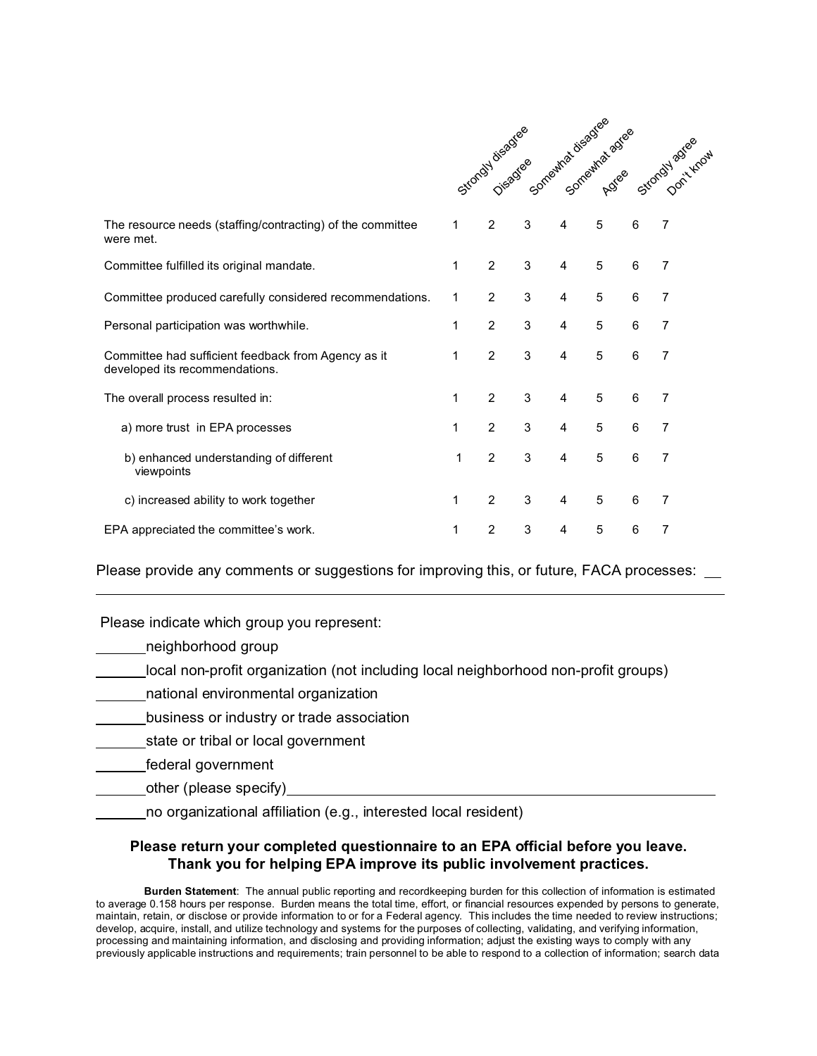| | Strongly disagree | Disagree | Somewhat disagree | Somewhat agree | Agree | Strongly agree | Don't know |
|---|---|---|---|---|---|---|---|
| The resource needs (staffing/contracting) of the committee were met. | 1 | 2 | 3 | 4 | 5 | 6 | 7 |
| Committee fulfilled its original mandate. | 1 | 2 | 3 | 4 | 5 | 6 | 7 |
| Committee produced carefully considered recommendations. | 1 | 2 | 3 | 4 | 5 | 6 | 7 |
| Personal participation was worthwhile. | 1 | 2 | 3 | 4 | 5 | 6 | 7 |
| Committee had sufficient feedback from Agency as it developed its recommendations. | 1 | 2 | 3 | 4 | 5 | 6 | 7 |
| The overall process resulted in: | 1 | 2 | 3 | 4 | 5 | 6 | 7 |
| a) more trust in EPA processes | 1 | 2 | 3 | 4 | 5 | 6 | 7 |
| b) enhanced understanding of different viewpoints | 1 | 2 | 3 | 4 | 5 | 6 | 7 |
| c) increased ability to work together | 1 | 2 | 3 | 4 | 5 | 6 | 7 |
| EPA appreciated the committee's work. | 1 | 2 | 3 | 4 | 5 | 6 | 7 |

Please provide any comments or suggestions for improving this, or future, FACA processes: ___

_______________________________________________

Please indicate which group you represent:

______neighborhood group

______local non-profit organization (not including local neighborhood non-profit groups)

______national environmental organization

______business or industry or trade association

______state or tribal or local government

______federal government

______other (please specify)______________________________

______no organizational affiliation (e.g., interested local resident)

**Please return your completed questionnaire to an EPA official before you leave.**
**Thank you for helping EPA improve its public involvement practices.**

**Burden Statement**: The annual public reporting and recordkeeping burden for this collection of information is estimated to average 0.158 hours per response. Burden means the total time, effort, or financial resources expended by persons to generate, maintain, retain, or disclose or provide information to or for a Federal agency. This includes the time needed to review instructions; develop, acquire, install, and utilize technology and systems for the purposes of collecting, validating, and verifying information, processing and maintaining information, and disclosing and providing information; adjust the existing ways to comply with any previously applicable instructions and requirements; train personnel to be able to respond to a collection of information; search data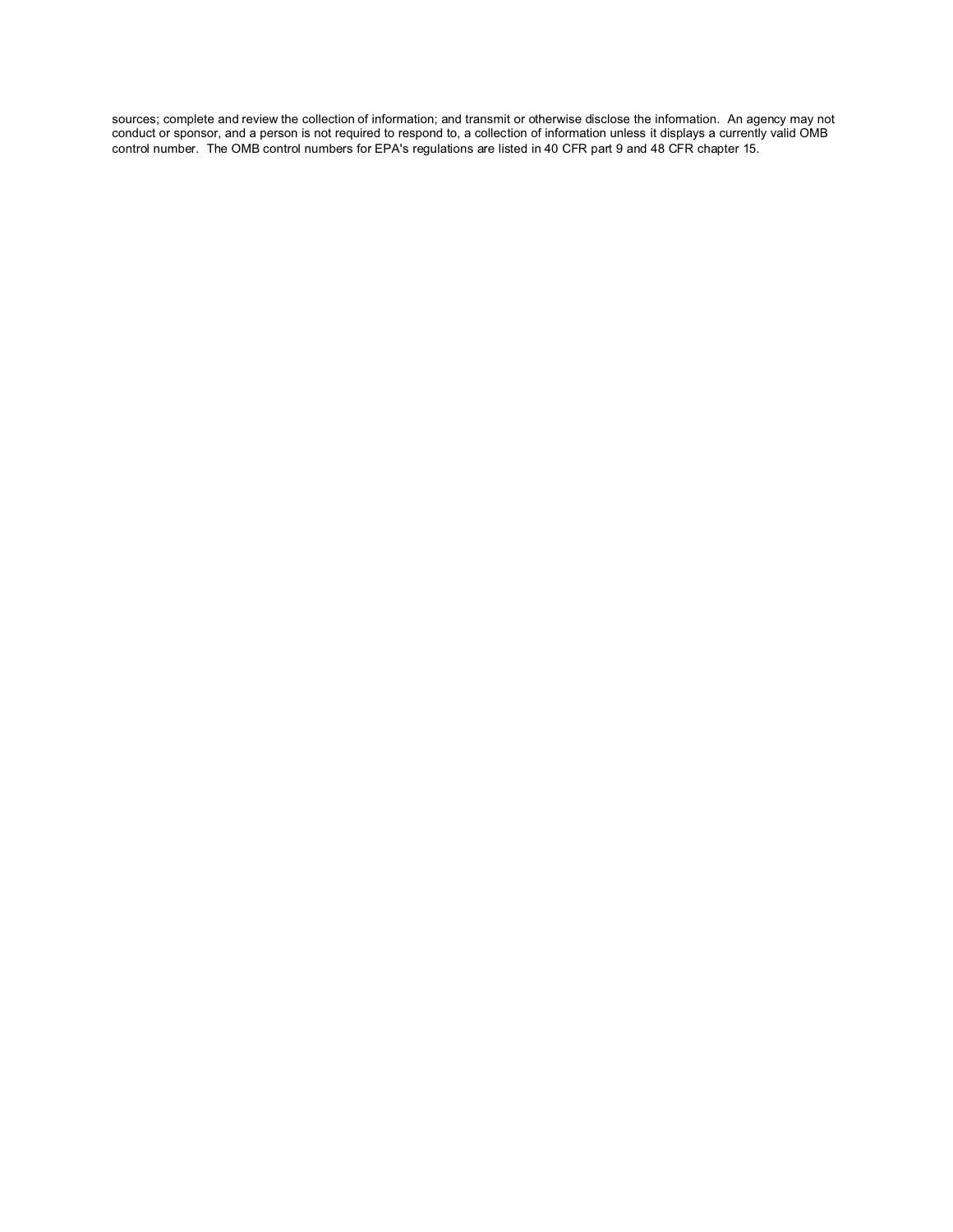sources; complete and review the collection of information; and transmit or otherwise disclose the information. An agency may not conduct or sponsor, and a person is not required to respond to, a collection of information unless it displays a currently valid OMB control number. The OMB control numbers for EPA's regulations are listed in 40 CFR part 9 and 48 CFR chapter 15.